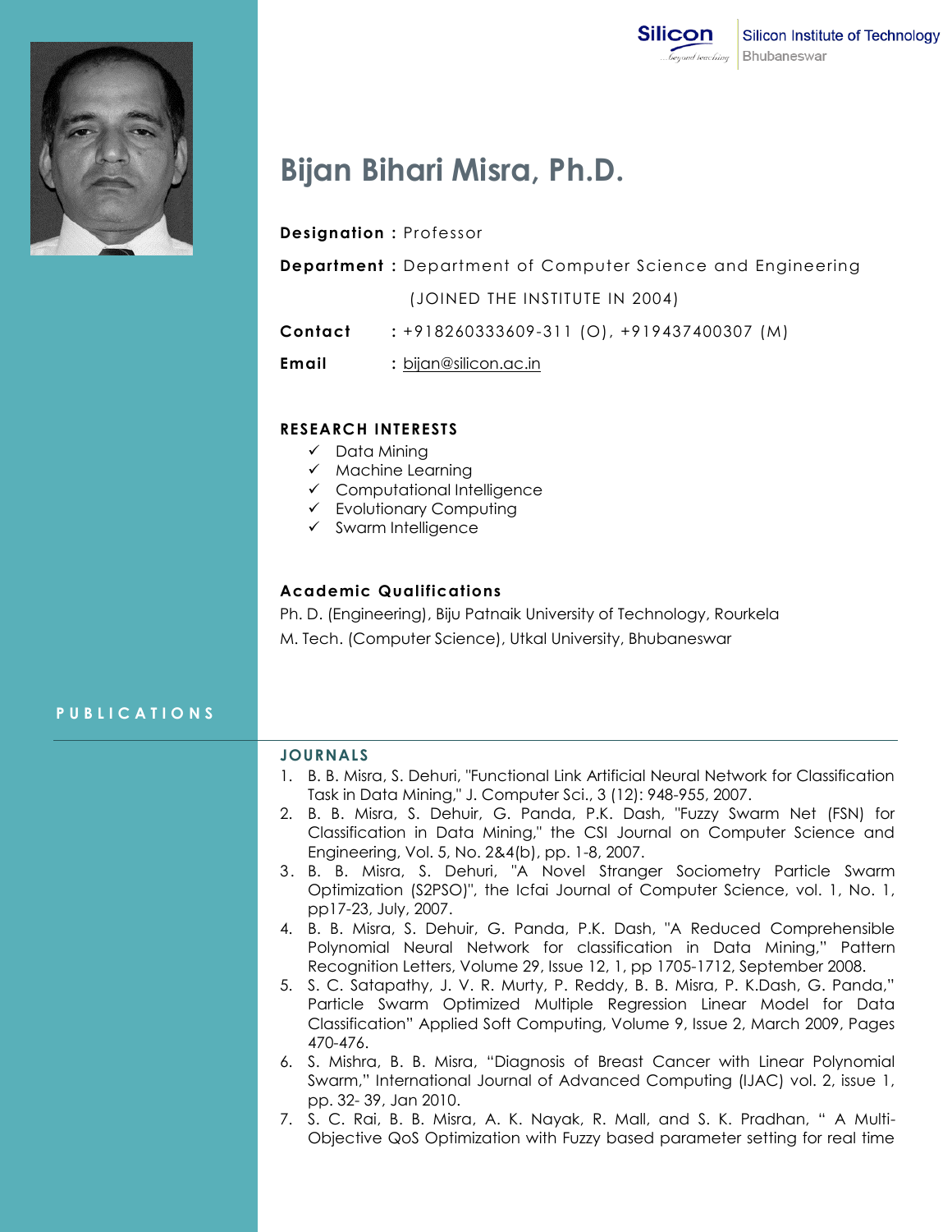Silicon Institute of Technology
Bhubaneswar

# Bijan Bihari Misra, Ph.D.

**Designation :** Professor

**Department :** Department of Computer Science and Engineering

(JOINED THE INSTITUTE IN 2004)

**Contact** : +918260333609-311 (O), +919437400307 (M)

**Email** : bijan@silicon.ac.in

## RESEARCH INTERESTS

- ✓ Data Mining
- ✓ Machine Learning
- ✓ Computational Intelligence
- ✓ Evolutionary Computing
- ✓ Swarm Intelligence

## Academic Qualifications

Ph. D. (Engineering), Biju Patnaik University of Technology, Rourkela

M. Tech. (Computer Science), Utkal University, Bhubaneswar

## PUBLICATIONS

### JOURNALS

1. B. B. Misra, S. Dehuri, "Functional Link Artificial Neural Network for Classification Task in Data Mining," J. Computer Sci., 3 (12): 948-955, 2007.
2. B. B. Misra, S. Dehuir, G. Panda, P.K. Dash, "Fuzzy Swarm Net (FSN) for Classification in Data Mining," the CSI Journal on Computer Science and Engineering, Vol. 5, No. 2&4(b), pp. 1-8, 2007.
3. B. B. Misra, S. Dehuri, "A Novel Stranger Sociometry Particle Swarm Optimization (S2PSO)", the Icfai Journal of Computer Science, vol. 1, No. 1, pp17-23, July, 2007.
4. B. B. Misra, S. Dehuir, G. Panda, P.K. Dash, "A Reduced Comprehensible Polynomial Neural Network for classification in Data Mining," Pattern Recognition Letters, Volume 29, Issue 12, 1, pp 1705-1712, September 2008.
5. S. C. Satapathy, J. V. R. Murty, P. Reddy, B. B. Misra, P. K.Dash, G. Panda," Particle Swarm Optimized Multiple Regression Linear Model for Data Classification" Applied Soft Computing, Volume 9, Issue 2, March 2009, Pages 470-476.
6. S. Mishra, B. B. Misra, "Diagnosis of Breast Cancer with Linear Polynomial Swarm," International Journal of Advanced Computing (IJAC) vol. 2, issue 1, pp. 32- 39, Jan 2010.
7. S. C. Rai, B. B. Misra, A. K. Nayak, R. Mall, and S. K. Pradhan, " A Multi-Objective QoS Optimization with Fuzzy based parameter setting for real time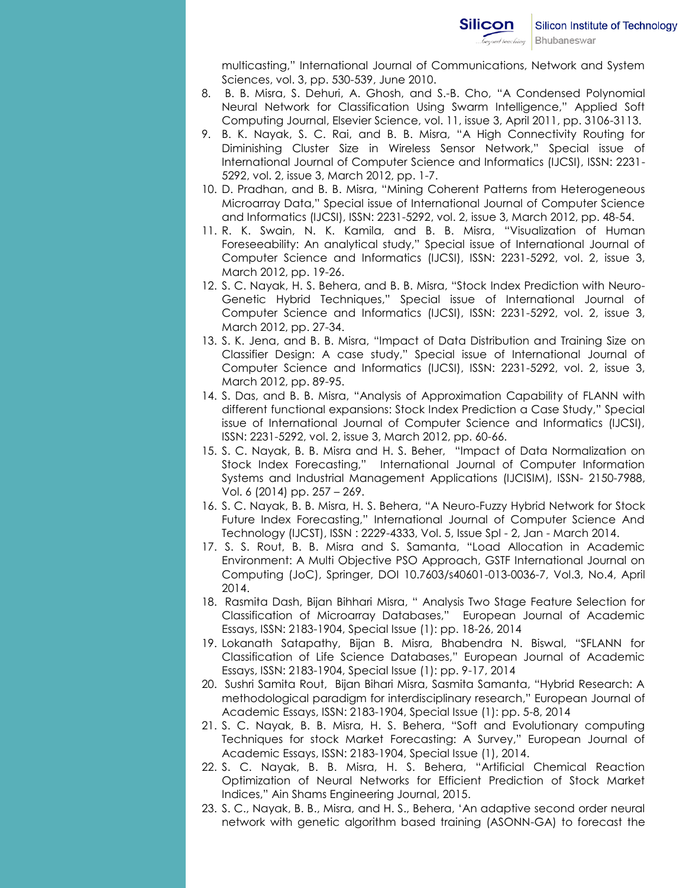multicasting," International Journal of Communications, Network and System Sciences, vol. 3, pp. 530-539, June 2010.

8. B. B. Misra, S. Dehuri, A. Ghosh, and S.-B. Cho, "A Condensed Polynomial Neural Network for Classification Using Swarm Intelligence," Applied Soft Computing Journal, Elsevier Science, vol. 11, issue 3, April 2011, pp. 3106-3113.
9. B. K. Nayak, S. C. Rai, and B. B. Misra, "A High Connectivity Routing for Diminishing Cluster Size in Wireless Sensor Network," Special issue of International Journal of Computer Science and Informatics (IJCSI), ISSN: 2231-5292, vol. 2, issue 3, March 2012, pp. 1-7.
10. D. Pradhan, and B. B. Misra, "Mining Coherent Patterns from Heterogeneous Microarray Data," Special issue of International Journal of Computer Science and Informatics (IJCSI), ISSN: 2231-5292, vol. 2, issue 3, March 2012, pp. 48-54.
11. R. K. Swain, N. K. Kamila, and B. B. Misra, "Visualization of Human Foreseeability: An analytical study," Special issue of International Journal of Computer Science and Informatics (IJCSI), ISSN: 2231-5292, vol. 2, issue 3, March 2012, pp. 19-26.
12. S. C. Nayak, H. S. Behera, and B. B. Misra, "Stock Index Prediction with Neuro-Genetic Hybrid Techniques," Special issue of International Journal of Computer Science and Informatics (IJCSI), ISSN: 2231-5292, vol. 2, issue 3, March 2012, pp. 27-34.
13. S. K. Jena, and B. B. Misra, "Impact of Data Distribution and Training Size on Classifier Design: A case study," Special issue of International Journal of Computer Science and Informatics (IJCSI), ISSN: 2231-5292, vol. 2, issue 3, March 2012, pp. 89-95.
14. S. Das, and B. B. Misra, "Analysis of Approximation Capability of FLANN with different functional expansions: Stock Index Prediction a Case Study," Special issue of International Journal of Computer Science and Informatics (IJCSI), ISSN: 2231-5292, vol. 2, issue 3, March 2012, pp. 60-66.
15. S. C. Nayak, B. B. Misra and H. S. Beher, "Impact of Data Normalization on Stock Index Forecasting," International Journal of Computer Information Systems and Industrial Management Applications (IJCISIM), ISSN- 2150-7988, Vol. 6 (2014) pp. 257 – 269.
16. S. C. Nayak, B. B. Misra, H. S. Behera, "A Neuro-Fuzzy Hybrid Network for Stock Future Index Forecasting," International Journal of Computer Science And Technology (IJCST), ISSN : 2229-4333, Vol. 5, Issue Spl - 2, Jan - March 2014.
17. S. S. Rout, B. B. Misra and S. Samanta, "Load Allocation in Academic Environment: A Multi Objective PSO Approach, GSTF International Journal on Computing (JoC), Springer, DOI 10.7603/s40601-013-0036-7, Vol.3, No.4, April 2014.
18. Rasmita Dash, Bijan Bihhari Misra, " Analysis Two Stage Feature Selection for Classification of Microarray Databases," European Journal of Academic Essays, ISSN: 2183-1904, Special Issue (1): pp. 18-26, 2014
19. Lokanath Satapathy, Bijan B. Misra, Bhabendra N. Biswal, "SFLANN for Classification of Life Science Databases," European Journal of Academic Essays, ISSN: 2183-1904, Special Issue (1): pp. 9-17, 2014
20. Sushri Samita Rout, Bijan Bihari Misra, Sasmita Samanta, "Hybrid Research: A methodological paradigm for interdisciplinary research," European Journal of Academic Essays, ISSN: 2183-1904, Special Issue (1): pp. 5-8, 2014
21. S. C. Nayak, B. B. Misra, H. S. Behera, "Soft and Evolutionary computing Techniques for stock Market Forecasting: A Survey," European Journal of Academic Essays, ISSN: 2183-1904, Special Issue (1), 2014.
22. S. C. Nayak, B. B. Misra, H. S. Behera, "Artificial Chemical Reaction Optimization of Neural Networks for Efficient Prediction of Stock Market Indices," Ain Shams Engineering Journal, 2015.
23. S. C., Nayak, B. B., Misra, and H. S., Behera, 'An adaptive second order neural network with genetic algorithm based training (ASONN-GA) to forecast the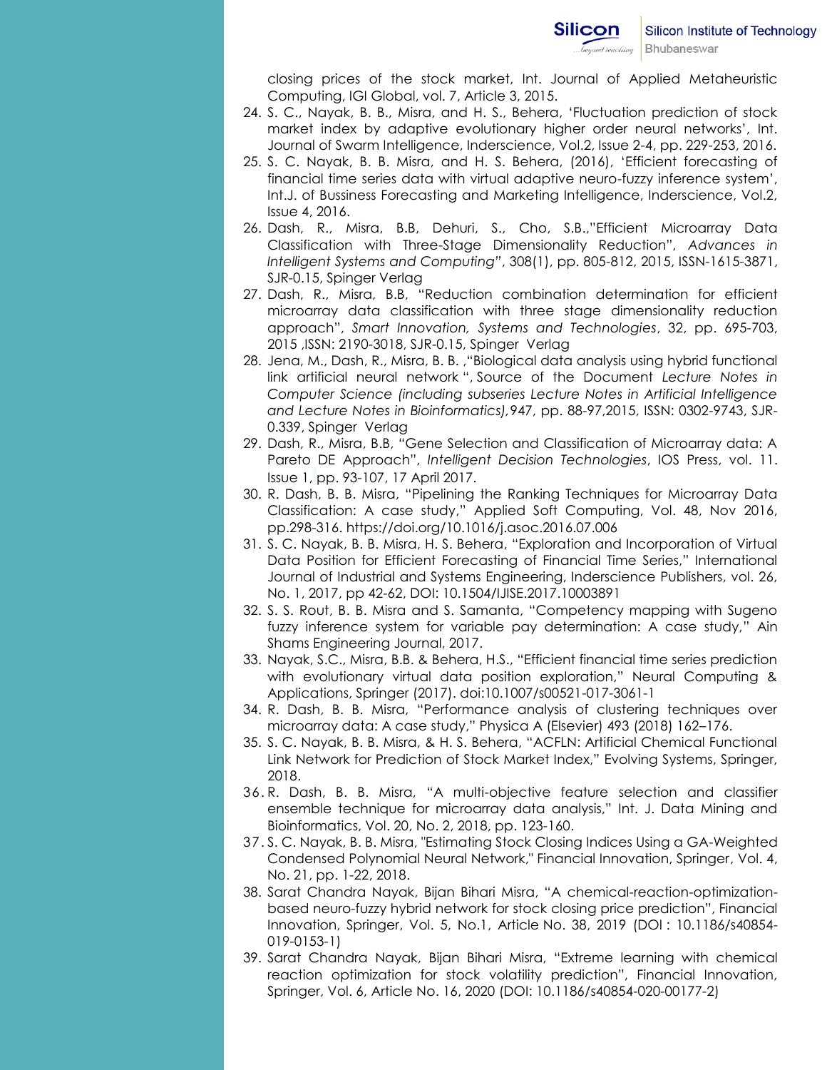closing prices of the stock market, Int. Journal of Applied Metaheuristic Computing, IGI Global, vol. 7, Article 3, 2015.

24. S. C., Nayak, B. B., Misra, and H. S., Behera, 'Fluctuation prediction of stock market index by adaptive evolutionary higher order neural networks', Int. Journal of Swarm Intelligence, Inderscience, Vol.2, Issue 2-4, pp. 229-253, 2016.
25. S. C. Nayak, B. B. Misra, and H. S. Behera, (2016), 'Efficient forecasting of financial time series data with virtual adaptive neuro-fuzzy inference system', Int.J. of Bussiness Forecasting and Marketing Intelligence, Inderscience, Vol.2, Issue 4, 2016.
26. Dash, R., Misra, B.B, Dehuri, S., Cho, S.B.,"Efficient Microarray Data Classification with Three-Stage Dimensionality Reduction", *Advances in Intelligent Systems and Computing"*, 308(1), pp. 805-812, 2015, ISSN-1615-3871, SJR-0.15, Spinger Verlag
27. Dash, R., Misra, B.B, "Reduction combination determination for efficient microarray data classification with three stage dimensionality reduction approach", *Smart Innovation, Systems and Technologies*, 32, pp. 695-703, 2015 ,ISSN: 2190-3018, SJR-0.15, Spinger Verlag
28. Jena, M., Dash, R., Misra, B. B. ,"Biological data analysis using hybrid functional link artificial neural network ", Source of the Document *Lecture Notes in Computer Science (including subseries Lecture Notes in Artificial Intelligence and Lecture Notes in Bioinformatics)*,947, pp. 88-97,2015, ISSN: 0302-9743, SJR-0.339, Spinger Verlag
29. Dash, R., Misra, B.B, "Gene Selection and Classification of Microarray data: A Pareto DE Approach", *Intelligent Decision Technologies*, IOS Press, vol. 11. Issue 1, pp. 93-107, 17 April 2017.
30. R. Dash, B. B. Misra, "Pipelining the Ranking Techniques for Microarray Data Classification: A case study," Applied Soft Computing, Vol. 48, Nov 2016, pp.298-316. https://doi.org/10.1016/j.asoc.2016.07.006
31. S. C. Nayak, B. B. Misra, H. S. Behera, "Exploration and Incorporation of Virtual Data Position for Efficient Forecasting of Financial Time Series," International Journal of Industrial and Systems Engineering, Inderscience Publishers, vol. 26, No. 1, 2017, pp 42-62, DOI: 10.1504/IJISE.2017.10003891
32. S. S. Rout, B. B. Misra and S. Samanta, "Competency mapping with Sugeno fuzzy inference system for variable pay determination: A case study," Ain Shams Engineering Journal, 2017.
33. Nayak, S.C., Misra, B.B. & Behera, H.S., "Efficient financial time series prediction with evolutionary virtual data position exploration," Neural Computing & Applications, Springer (2017). doi:10.1007/s00521-017-3061-1
34. R. Dash, B. B. Misra, "Performance analysis of clustering techniques over microarray data: A case study," Physica A (Elsevier) 493 (2018) 162–176.
35. S. C. Nayak, B. B. Misra, & H. S. Behera, "ACFLN: Artificial Chemical Functional Link Network for Prediction of Stock Market Index," Evolving Systems, Springer, 2018.
36. R. Dash, B. B. Misra, "A multi-objective feature selection and classifier ensemble technique for microarray data analysis," Int. J. Data Mining and Bioinformatics, Vol. 20, No. 2, 2018, pp. 123-160.
37. S. C. Nayak, B. B. Misra, "Estimating Stock Closing Indices Using a GA-Weighted Condensed Polynomial Neural Network," Financial Innovation, Springer, Vol. 4, No. 21, pp. 1-22, 2018.
38. Sarat Chandra Nayak, Bijan Bihari Misra, "A chemical-reaction-optimization-based neuro-fuzzy hybrid network for stock closing price prediction", Financial Innovation, Springer, Vol. 5, No.1, Article No. 38, 2019 (DOI : 10.1186/s40854-019-0153-1)
39. Sarat Chandra Nayak, Bijan Bihari Misra, "Extreme learning with chemical reaction optimization for stock volatility prediction", Financial Innovation, Springer, Vol. 6, Article No. 16, 2020 (DOI: 10.1186/s40854-020-00177-2)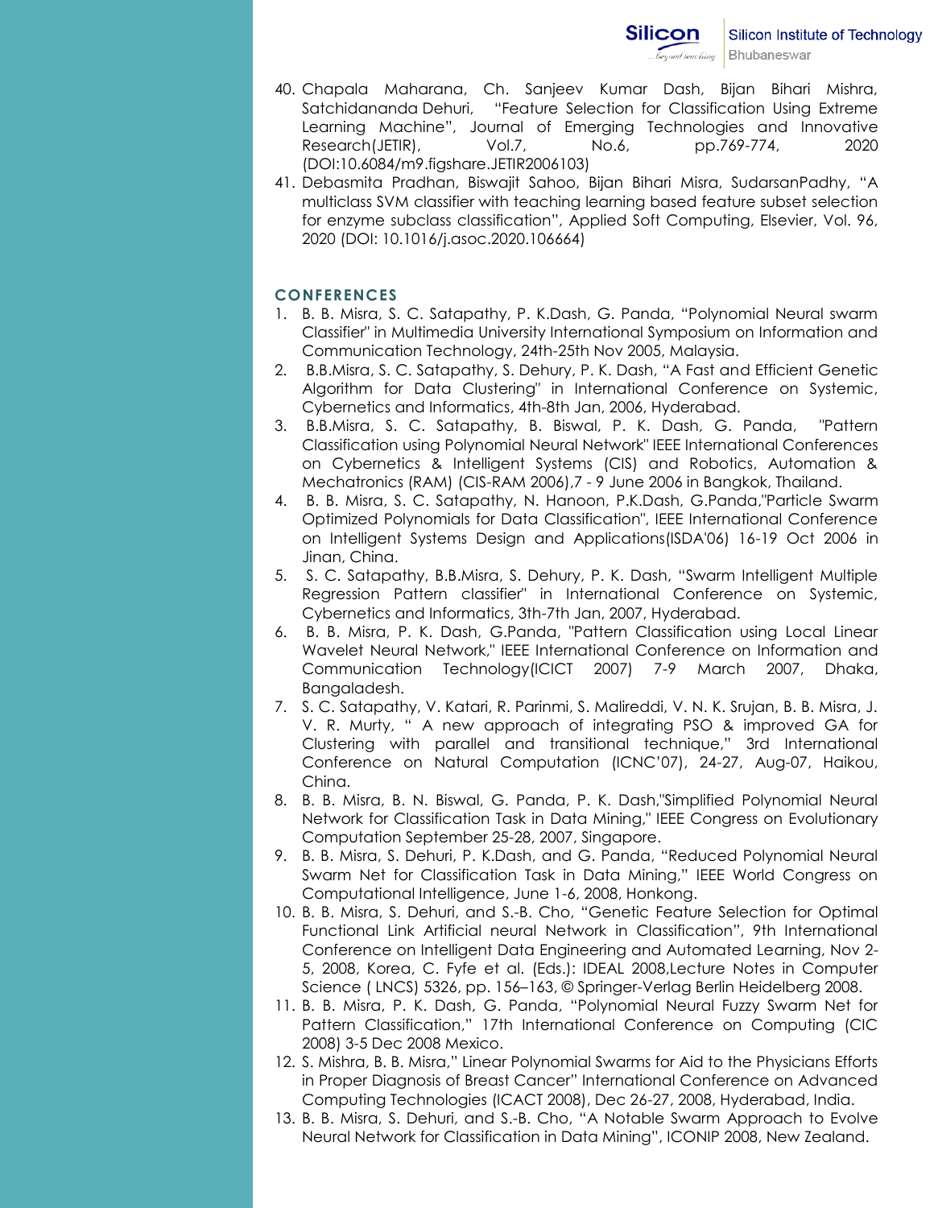40. Chapala Maharana, Ch. Sanjeev Kumar Dash, Bijan Bihari Mishra, Satchidananda Dehuri, "Feature Selection for Classification Using Extreme Learning Machine", Journal of Emerging Technologies and Innovative Research(JETIR), Vol.7, No.6, pp.769-774, 2020 (DOI:10.6084/m9.figshare.JETIR2006103)
41. Debasmita Pradhan, Biswajit Sahoo, Bijan Bihari Misra, SudarsanPadhy, "A multiclass SVM classifier with teaching learning based feature subset selection for enzyme subclass classification", Applied Soft Computing, Elsevier, Vol. 96, 2020 (DOI: 10.1016/j.asoc.2020.106664)

## CONFERENCES

1. B. B. Misra, S. C. Satapathy, P. K.Dash, G. Panda, "Polynomial Neural swarm Classifier" in Multimedia University International Symposium on Information and Communication Technology, 24th-25th Nov 2005, Malaysia.
2. B.B.Misra, S. C. Satapathy, S. Dehury, P. K. Dash, "A Fast and Efficient Genetic Algorithm for Data Clustering" in International Conference on Systemic, Cybernetics and Informatics, 4th-8th Jan, 2006, Hyderabad.
3. B.B.Misra, S. C. Satapathy, B. Biswal, P. K. Dash, G. Panda, "Pattern Classification using Polynomial Neural Network" IEEE International Conferences on Cybernetics & Intelligent Systems (CIS) and Robotics, Automation & Mechatronics (RAM) (CIS-RAM 2006),7 - 9 June 2006 in Bangkok, Thailand.
4. B. B. Misra, S. C. Satapathy, N. Hanoon, P.K.Dash, G.Panda,"Particle Swarm Optimized Polynomials for Data Classification", IEEE International Conference on Intelligent Systems Design and Applications(ISDA'06) 16-19 Oct 2006 in Jinan, China.
5. S. C. Satapathy, B.B.Misra, S. Dehury, P. K. Dash, "Swarm Intelligent Multiple Regression Pattern classifier" in International Conference on Systemic, Cybernetics and Informatics, 3th-7th Jan, 2007, Hyderabad.
6. B. B. Misra, P. K. Dash, G.Panda, "Pattern Classification using Local Linear Wavelet Neural Network," IEEE International Conference on Information and Communication Technology(ICICT 2007) 7-9 March 2007, Dhaka, Bangaladesh.
7. S. C. Satapathy, V. Katari, R. Parinmi, S. Malireddi, V. N. K. Srujan, B. B. Misra, J. V. R. Murty, " A new approach of integrating PSO & improved GA for Clustering with parallel and transitional technique," 3rd International Conference on Natural Computation (ICNC'07), 24-27, Aug-07, Haikou, China.
8. B. B. Misra, B. N. Biswal, G. Panda, P. K. Dash,"Simplified Polynomial Neural Network for Classification Task in Data Mining," IEEE Congress on Evolutionary Computation September 25-28, 2007, Singapore.
9. B. B. Misra, S. Dehuri, P. K.Dash, and G. Panda, "Reduced Polynomial Neural Swarm Net for Classification Task in Data Mining," IEEE World Congress on Computational Intelligence, June 1-6, 2008, Honkong.
10. B. B. Misra, S. Dehuri, and S.-B. Cho, "Genetic Feature Selection for Optimal Functional Link Artificial neural Network in Classification", 9th International Conference on Intelligent Data Engineering and Automated Learning, Nov 2-5, 2008, Korea, C. Fyfe et al. (Eds.): IDEAL 2008,Lecture Notes in Computer Science ( LNCS) 5326, pp. 156–163, © Springer-Verlag Berlin Heidelberg 2008.
11. B. B. Misra, P. K. Dash, G. Panda, "Polynomial Neural Fuzzy Swarm Net for Pattern Classification," 17th International Conference on Computing (CIC 2008) 3-5 Dec 2008 Mexico.
12. S. Mishra, B. B. Misra," Linear Polynomial Swarms for Aid to the Physicians Efforts in Proper Diagnosis of Breast Cancer" International Conference on Advanced Computing Technologies (ICACT 2008), Dec 26-27, 2008, Hyderabad, India.
13. B. B. Misra, S. Dehuri, and S.-B. Cho, "A Notable Swarm Approach to Evolve Neural Network for Classification in Data Mining", ICONIP 2008, New Zealand.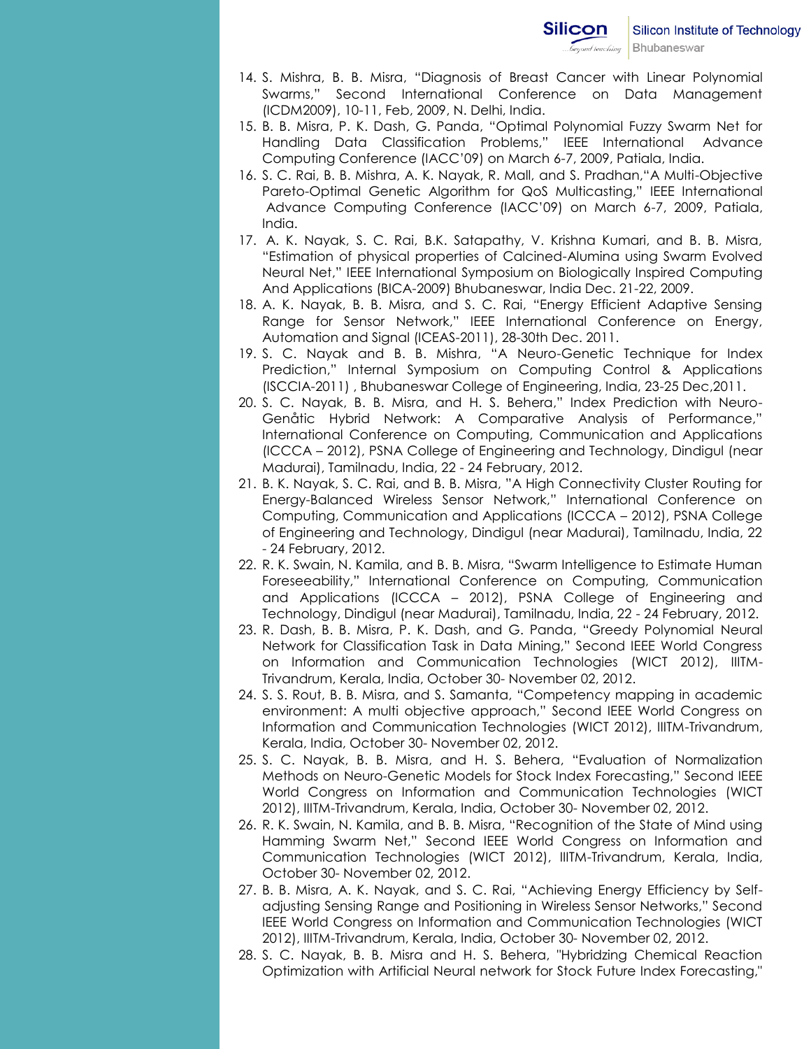14. S. Mishra, B. B. Misra, “Diagnosis of Breast Cancer with Linear Polynomial Swarms,” Second International Conference on Data Management (ICDM2009), 10-11, Feb, 2009, N. Delhi, India.
15. B. B. Misra, P. K. Dash, G. Panda, “Optimal Polynomial Fuzzy Swarm Net for Handling Data Classification Problems,” IEEE International Advance Computing Conference (IACC’09) on March 6-7, 2009, Patiala, India.
16. S. C. Rai, B. B. Mishra, A. K. Nayak, R. Mall, and S. Pradhan,“A Multi-Objective Pareto-Optimal Genetic Algorithm for QoS Multicasting,” IEEE International Advance Computing Conference (IACC’09) on March 6-7, 2009, Patiala, India.
17. A. K. Nayak, S. C. Rai, B.K. Satapathy, V. Krishna Kumari, and B. B. Misra, “Estimation of physical properties of Calcined-Alumina using Swarm Evolved Neural Net,” IEEE International Symposium on Biologically Inspired Computing And Applications (BICA-2009) Bhubaneswar, India Dec. 21-22, 2009.
18. A. K. Nayak, B. B. Misra, and S. C. Rai, “Energy Efficient Adaptive Sensing Range for Sensor Network,” IEEE International Conference on Energy, Automation and Signal (ICEAS-2011), 28-30th Dec. 2011.
19. S. C. Nayak and B. B. Mishra, “A Neuro-Genetic Technique for Index Prediction,” Internal Symposium on Computing Control & Applications (ISCCIA-2011) , Bhubaneswar College of Engineering, India, 23-25 Dec,2011.
20. S. C. Nayak, B. B. Misra, and H. S. Behera,” Index Prediction with Neuro-Genåtic Hybrid Network: A Comparative Analysis of Performance,” International Conference on Computing, Communication and Applications (ICCCA – 2012), PSNA College of Engineering and Technology, Dindigul (near Madurai), Tamilnadu, India, 22 - 24 February, 2012.
21. B. K. Nayak, S. C. Rai, and B. B. Misra, "A High Connectivity Cluster Routing for Energy-Balanced Wireless Sensor Network,” International Conference on Computing, Communication and Applications (ICCCA – 2012), PSNA College of Engineering and Technology, Dindigul (near Madurai), Tamilnadu, India, 22 - 24 February, 2012.
22. R. K. Swain, N. Kamila, and B. B. Misra, “Swarm Intelligence to Estimate Human Foreseeability,” International Conference on Computing, Communication and Applications (ICCCA – 2012), PSNA College of Engineering and Technology, Dindigul (near Madurai), Tamilnadu, India, 22 - 24 February, 2012.
23. R. Dash, B. B. Misra, P. K. Dash, and G. Panda, “Greedy Polynomial Neural Network for Classification Task in Data Mining,” Second IEEE World Congress on Information and Communication Technologies (WICT 2012), IIITM-Trivandrum, Kerala, India, October 30- November 02, 2012.
24. S. S. Rout, B. B. Misra, and S. Samanta, “Competency mapping in academic environment: A multi objective approach,” Second IEEE World Congress on Information and Communication Technologies (WICT 2012), IIITM-Trivandrum, Kerala, India, October 30- November 02, 2012.
25. S. C. Nayak, B. B. Misra, and H. S. Behera, “Evaluation of Normalization Methods on Neuro-Genetic Models for Stock Index Forecasting,” Second IEEE World Congress on Information and Communication Technologies (WICT 2012), IIITM-Trivandrum, Kerala, India, October 30- November 02, 2012.
26. R. K. Swain, N. Kamila, and B. B. Misra, “Recognition of the State of Mind using Hamming Swarm Net,” Second IEEE World Congress on Information and Communication Technologies (WICT 2012), IIITM-Trivandrum, Kerala, India, October 30- November 02, 2012.
27. B. B. Misra, A. K. Nayak, and S. C. Rai, “Achieving Energy Efficiency by Self-adjusting Sensing Range and Positioning in Wireless Sensor Networks,” Second IEEE World Congress on Information and Communication Technologies (WICT 2012), IIITM-Trivandrum, Kerala, India, October 30- November 02, 2012.
28. S. C. Nayak, B. B. Misra and H. S. Behera, "Hybridzing Chemical Reaction Optimization with Artificial Neural network for Stock Future Index Forecasting,"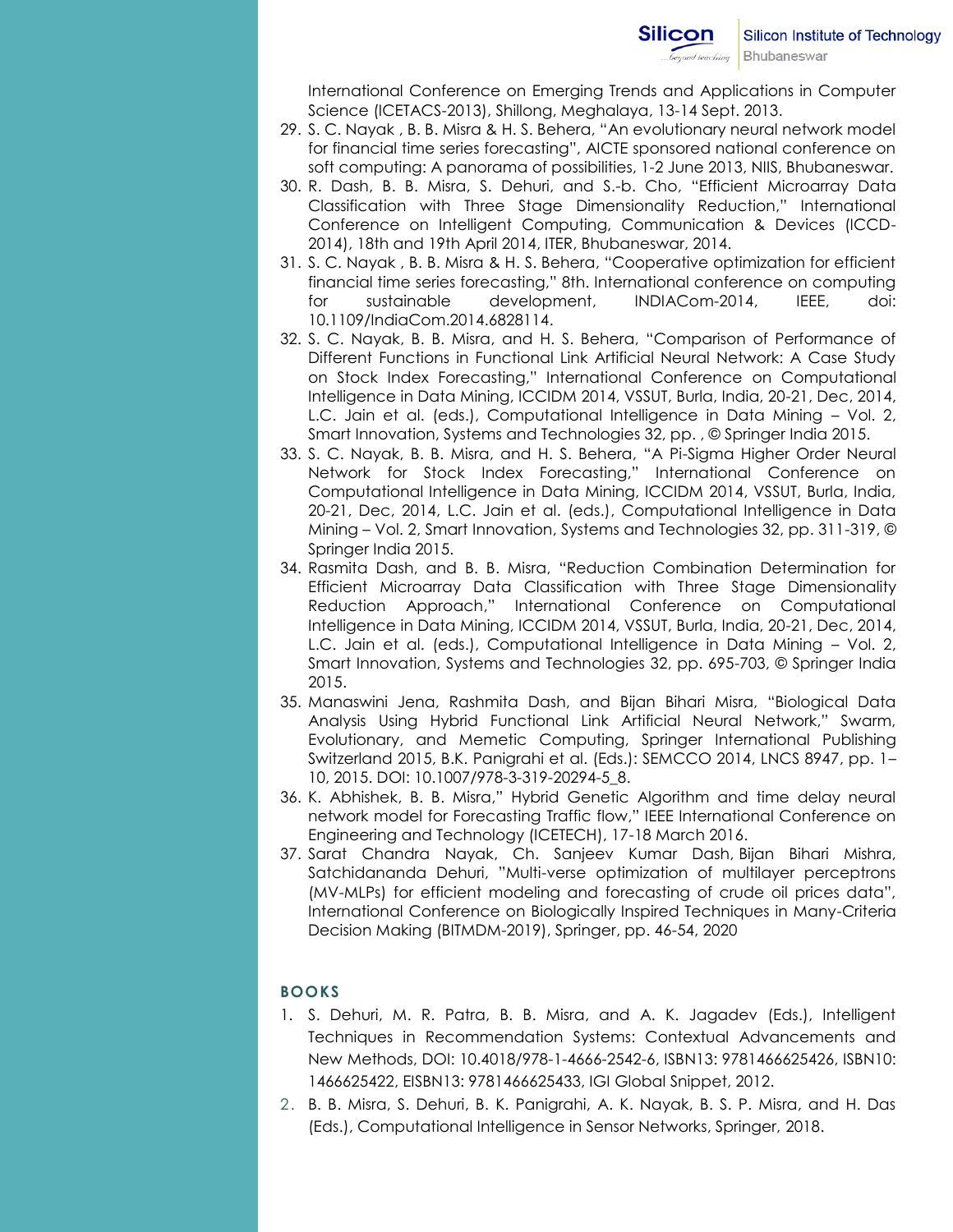International Conference on Emerging Trends and Applications in Computer Science (ICETACS-2013), Shillong, Meghalaya, 13-14 Sept. 2013.

29. S. C. Nayak , B. B. Misra & H. S. Behera, "An evolutionary neural network model for financial time series forecasting", AICTE sponsored national conference on soft computing: A panorama of possibilities, 1-2 June 2013, NIIS, Bhubaneswar.
30. R. Dash, B. B. Misra, S. Dehuri, and S.-b. Cho, "Efficient Microarray Data Classification with Three Stage Dimensionality Reduction," International Conference on Intelligent Computing, Communication & Devices (ICCD-2014), 18th and 19th April 2014, ITER, Bhubaneswar, 2014.
31. S. C. Nayak , B. B. Misra & H. S. Behera, "Cooperative optimization for efficient financial time series forecasting," 8th. International conference on computing for sustainable development, INDIACom-2014, IEEE, doi: 10.1109/IndiaCom.2014.6828114.
32. S. C. Nayak, B. B. Misra, and H. S. Behera, "Comparison of Performance of Different Functions in Functional Link Artificial Neural Network: A Case Study on Stock Index Forecasting," International Conference on Computational Intelligence in Data Mining, ICCIDM 2014, VSSUT, Burla, India, 20-21, Dec, 2014, L.C. Jain et al. (eds.), Computational Intelligence in Data Mining – Vol. 2, Smart Innovation, Systems and Technologies 32, pp. , © Springer India 2015.
33. S. C. Nayak, B. B. Misra, and H. S. Behera, "A Pi-Sigma Higher Order Neural Network for Stock Index Forecasting," International Conference on Computational Intelligence in Data Mining, ICCIDM 2014, VSSUT, Burla, India, 20-21, Dec, 2014, L.C. Jain et al. (eds.), Computational Intelligence in Data Mining – Vol. 2, Smart Innovation, Systems and Technologies 32, pp. 311-319, © Springer India 2015.
34. Rasmita Dash, and B. B. Misra, "Reduction Combination Determination for Efficient Microarray Data Classification with Three Stage Dimensionality Reduction Approach," International Conference on Computational Intelligence in Data Mining, ICCIDM 2014, VSSUT, Burla, India, 20-21, Dec, 2014, L.C. Jain et al. (eds.), Computational Intelligence in Data Mining – Vol. 2, Smart Innovation, Systems and Technologies 32, pp. 695-703, © Springer India 2015.
35. Manaswini Jena, Rashmita Dash, and Bijan Bihari Misra, "Biological Data Analysis Using Hybrid Functional Link Artificial Neural Network," Swarm, Evolutionary, and Memetic Computing, Springer International Publishing Switzerland 2015, B.K. Panigrahi et al. (Eds.): SEMCCO 2014, LNCS 8947, pp. 1–10, 2015. DOI: 10.1007/978-3-319-20294-5_8.
36. K. Abhishek, B. B. Misra," Hybrid Genetic Algorithm and time delay neural network model for Forecasting Traffic flow," IEEE International Conference on Engineering and Technology (ICETECH), 17-18 March 2016.
37. Sarat Chandra Nayak, Ch. Sanjeev Kumar Dash, Bijan Bihari Mishra, Satchidananda Dehuri, "Multi-verse optimization of multilayer perceptrons (MV-MLPs) for efficient modeling and forecasting of crude oil prices data", International Conference on Biologically Inspired Techniques in Many-Criteria Decision Making (BITMDM-2019), Springer, pp. 46-54, 2020

## BOOKS

1. S. Dehuri, M. R. Patra, B. B. Misra, and A. K. Jagadev (Eds.), Intelligent Techniques in Recommendation Systems: Contextual Advancements and New Methods, DOI: 10.4018/978-1-4666-2542-6, ISBN13: 9781466625426, ISBN10: 1466625422, EISBN13: 9781466625433, IGI Global Snippet, 2012.
2. B. B. Misra, S. Dehuri, B. K. Panigrahi, A. K. Nayak, B. S. P. Misra, and H. Das (Eds.), Computational Intelligence in Sensor Networks, Springer, 2018.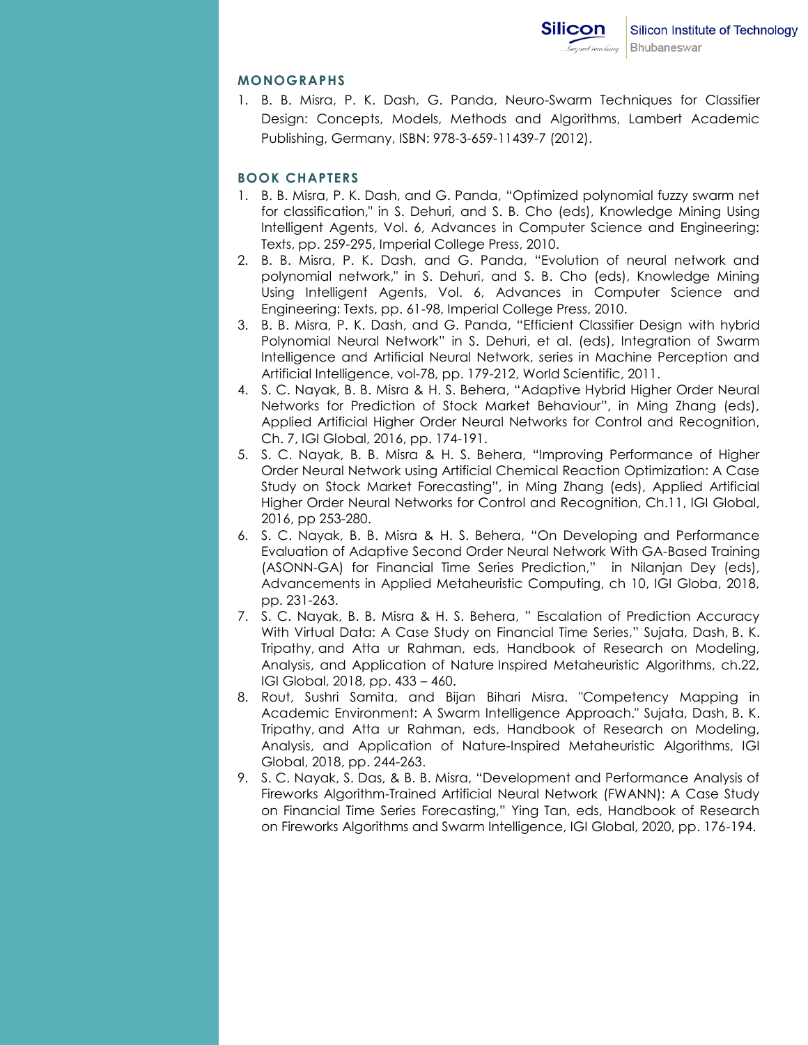## MONOGRAPHS

1. B. B. Misra, P. K. Dash, G. Panda, Neuro-Swarm Techniques for Classifier Design: Concepts, Models, Methods and Algorithms, Lambert Academic Publishing, Germany, ISBN: 978-3-659-11439-7 (2012).

## BOOK CHAPTERS

1. B. B. Misra, P. K. Dash, and G. Panda, "Optimized polynomial fuzzy swarm net for classification," in S. Dehuri, and S. B. Cho (eds), Knowledge Mining Using Intelligent Agents, Vol. 6, Advances in Computer Science and Engineering: Texts, pp. 259-295, Imperial College Press, 2010.
2. B. B. Misra, P. K. Dash, and G. Panda, "Evolution of neural network and polynomial network," in S. Dehuri, and S. B. Cho (eds), Knowledge Mining Using Intelligent Agents, Vol. 6, Advances in Computer Science and Engineering: Texts, pp. 61-98, Imperial College Press, 2010.
3. B. B. Misra, P. K. Dash, and G. Panda, "Efficient Classifier Design with hybrid Polynomial Neural Network" in S. Dehuri, et al. (eds), Integration of Swarm Intelligence and Artificial Neural Network, series in Machine Perception and Artificial Intelligence, vol-78, pp. 179-212, World Scientific, 2011.
4. S. C. Nayak, B. B. Misra & H. S. Behera, "Adaptive Hybrid Higher Order Neural Networks for Prediction of Stock Market Behaviour", in Ming Zhang (eds), Applied Artificial Higher Order Neural Networks for Control and Recognition, Ch. 7, IGI Global, 2016, pp. 174-191.
5. S. C. Nayak, B. B. Misra & H. S. Behera, "Improving Performance of Higher Order Neural Network using Artificial Chemical Reaction Optimization: A Case Study on Stock Market Forecasting", in Ming Zhang (eds), Applied Artificial Higher Order Neural Networks for Control and Recognition, Ch.11, IGI Global, 2016, pp 253-280.
6. S. C. Nayak, B. B. Misra & H. S. Behera, "On Developing and Performance Evaluation of Adaptive Second Order Neural Network With GA-Based Training (ASONN-GA) for Financial Time Series Prediction," in Nilanjan Dey (eds), Advancements in Applied Metaheuristic Computing, ch 10, IGI Globa, 2018, pp. 231-263.
7. S. C. Nayak, B. B. Misra & H. S. Behera, " Escalation of Prediction Accuracy With Virtual Data: A Case Study on Financial Time Series," Sujata, Dash, B. K. Tripathy, and Atta ur Rahman, eds, Handbook of Research on Modeling, Analysis, and Application of Nature Inspired Metaheuristic Algorithms, ch.22, IGI Global, 2018, pp. 433 – 460.
8. Rout, Sushri Samita, and Bijan Bihari Misra. "Competency Mapping in Academic Environment: A Swarm Intelligence Approach." Sujata, Dash, B. K. Tripathy, and Atta ur Rahman, eds, Handbook of Research on Modeling, Analysis, and Application of Nature-Inspired Metaheuristic Algorithms, IGI Global, 2018, pp. 244-263.
9. S. C. Nayak, S. Das, & B. B. Misra, "Development and Performance Analysis of Fireworks Algorithm-Trained Artificial Neural Network (FWANN): A Case Study on Financial Time Series Forecasting," Ying Tan, eds, Handbook of Research on Fireworks Algorithms and Swarm Intelligence, IGI Global, 2020, pp. 176-194.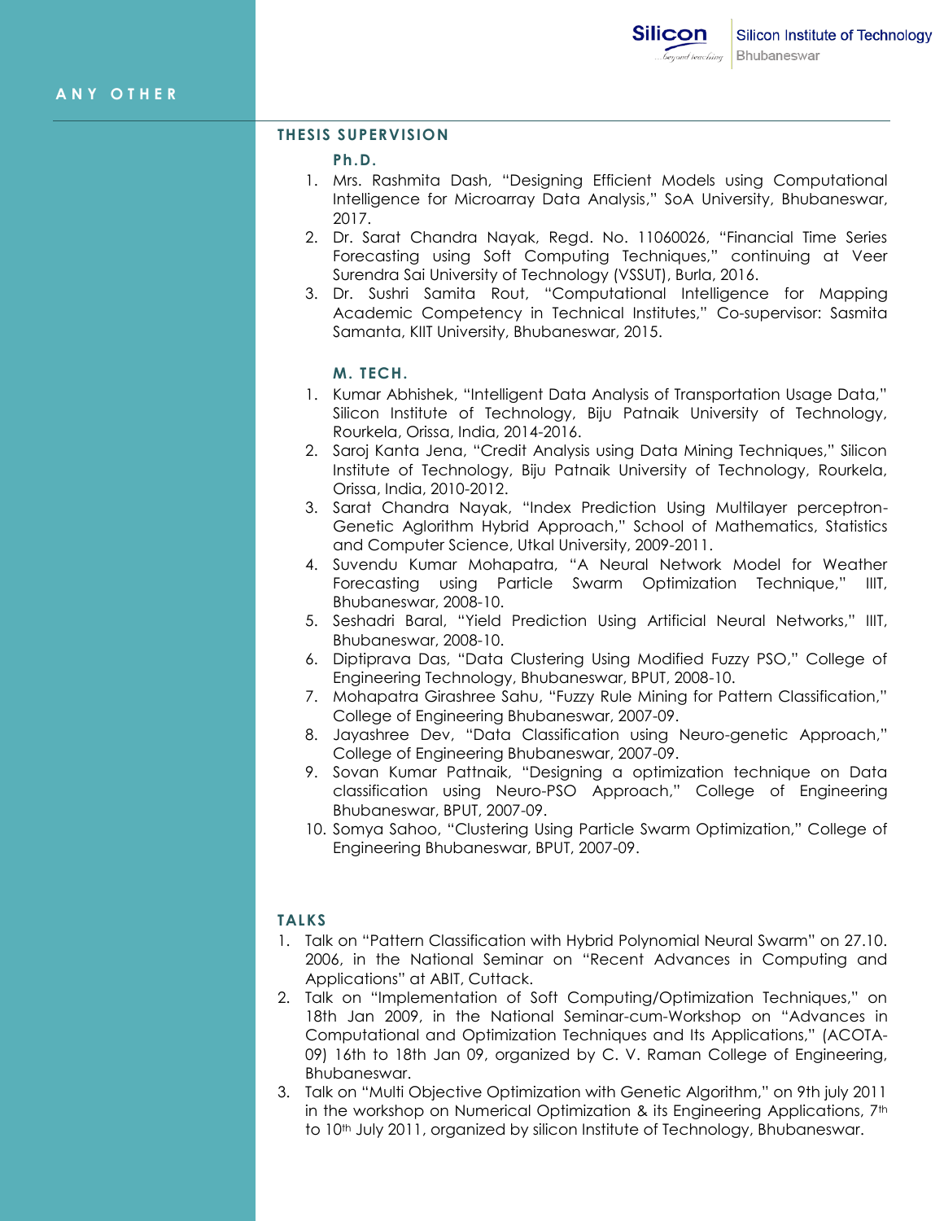## ANY OTHER

### THESIS SUPERVISION

#### Ph.D.

1. Mrs. Rashmita Dash, "Designing Efficient Models using Computational Intelligence for Microarray Data Analysis," SoA University, Bhubaneswar, 2017.
2. Dr. Sarat Chandra Nayak, Regd. No. 11060026, "Financial Time Series Forecasting using Soft Computing Techniques," continuing at Veer Surendra Sai University of Technology (VSSUT), Burla, 2016.
3. Dr. Sushri Samita Rout, "Computational Intelligence for Mapping Academic Competency in Technical Institutes," Co-supervisor: Sasmita Samanta, KIIT University, Bhubaneswar, 2015.

#### M. TECH.

1. Kumar Abhishek, "Intelligent Data Analysis of Transportation Usage Data," Silicon Institute of Technology, Biju Patnaik University of Technology, Rourkela, Orissa, India, 2014-2016.
2. Saroj Kanta Jena, "Credit Analysis using Data Mining Techniques," Silicon Institute of Technology, Biju Patnaik University of Technology, Rourkela, Orissa, India, 2010-2012.
3. Sarat Chandra Nayak, "Index Prediction Using Multilayer perceptron-Genetic Aglorithm Hybrid Approach," School of Mathematics, Statistics and Computer Science, Utkal University, 2009-2011.
4. Suvendu Kumar Mohapatra, "A Neural Network Model for Weather Forecasting using Particle Swarm Optimization Technique," IIIT, Bhubaneswar, 2008-10.
5. Seshadri Baral, "Yield Prediction Using Artificial Neural Networks," IIIT, Bhubaneswar, 2008-10.
6. Diptiprava Das, "Data Clustering Using Modified Fuzzy PSO," College of Engineering Technology, Bhubaneswar, BPUT, 2008-10.
7. Mohapatra Girashree Sahu, "Fuzzy Rule Mining for Pattern Classification," College of Engineering Bhubaneswar, 2007-09.
8. Jayashree Dev, "Data Classification using Neuro-genetic Approach," College of Engineering Bhubaneswar, 2007-09.
9. Sovan Kumar Pattnaik, "Designing a optimization technique on Data classification using Neuro-PSO Approach," College of Engineering Bhubaneswar, BPUT, 2007-09.
10. Somya Sahoo, "Clustering Using Particle Swarm Optimization," College of Engineering Bhubaneswar, BPUT, 2007-09.

### TALKS

1. Talk on "Pattern Classification with Hybrid Polynomial Neural Swarm" on 27.10. 2006, in the National Seminar on "Recent Advances in Computing and Applications" at ABIT, Cuttack.
2. Talk on "Implementation of Soft Computing/Optimization Techniques," on 18th Jan 2009, in the National Seminar-cum-Workshop on "Advances in Computational and Optimization Techniques and Its Applications," (ACOTA-09) 16th to 18th Jan 09, organized by C. V. Raman College of Engineering, Bhubaneswar.
3. Talk on "Multi Objective Optimization with Genetic Algorithm," on 9th july 2011 in the workshop on Numerical Optimization & its Engineering Applications, 7th to 10th July 2011, organized by silicon Institute of Technology, Bhubaneswar.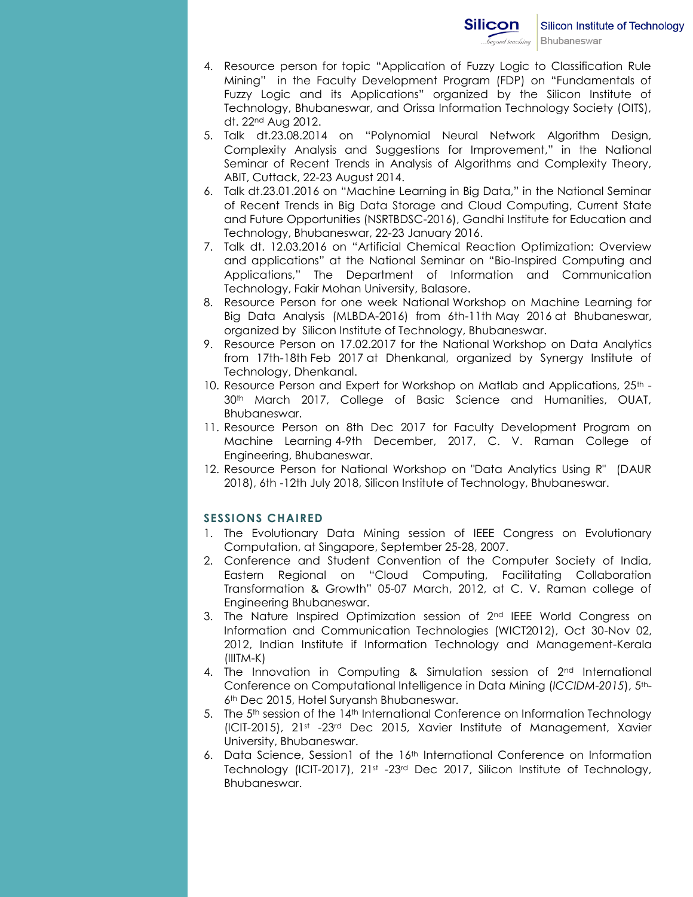4. Resource person for topic "Application of Fuzzy Logic to Classification Rule Mining" in the Faculty Development Program (FDP) on "Fundamentals of Fuzzy Logic and its Applications" organized by the Silicon Institute of Technology, Bhubaneswar, and Orissa Information Technology Society (OITS), dt. 22nd Aug 2012.
5. Talk dt.23.08.2014 on "Polynomial Neural Network Algorithm Design, Complexity Analysis and Suggestions for Improvement," in the National Seminar of Recent Trends in Analysis of Algorithms and Complexity Theory, ABIT, Cuttack, 22-23 August 2014.
6. Talk dt.23.01.2016 on "Machine Learning in Big Data," in the National Seminar of Recent Trends in Big Data Storage and Cloud Computing, Current State and Future Opportunities (NSRTBDSC-2016), Gandhi Institute for Education and Technology, Bhubaneswar, 22-23 January 2016.
7. Talk dt. 12.03.2016 on "Artificial Chemical Reaction Optimization: Overview and applications" at the National Seminar on "Bio-Inspired Computing and Applications," The Department of Information and Communication Technology, Fakir Mohan University, Balasore.
8. Resource Person for one week National Workshop on Machine Learning for Big Data Analysis (MLBDA-2016) from 6th-11th May 2016 at Bhubaneswar, organized by Silicon Institute of Technology, Bhubaneswar.
9. Resource Person on 17.02.2017 for the National Workshop on Data Analytics from 17th-18th Feb 2017 at Dhenkanal, organized by Synergy Institute of Technology, Dhenkanal.
10. Resource Person and Expert for Workshop on Matlab and Applications, 25th - 30th March 2017, College of Basic Science and Humanities, OUAT, Bhubaneswar.
11. Resource Person on 8th Dec 2017 for Faculty Development Program on Machine Learning 4-9th December, 2017, C. V. Raman College of Engineering, Bhubaneswar.
12. Resource Person for National Workshop on "Data Analytics Using R" (DAUR 2018), 6th -12th July 2018, Silicon Institute of Technology, Bhubaneswar.

## SESSIONS CHAIRED

1. The Evolutionary Data Mining session of IEEE Congress on Evolutionary Computation, at Singapore, September 25-28, 2007.
2. Conference and Student Convention of the Computer Society of India, Eastern Regional on "Cloud Computing, Facilitating Collaboration Transformation & Growth" 05-07 March, 2012, at C. V. Raman college of Engineering Bhubaneswar.
3. The Nature Inspired Optimization session of 2nd IEEE World Congress on Information and Communication Technologies (WICT2012), Oct 30-Nov 02, 2012, Indian Institute if Information Technology and Management-Kerala (IIITM-K)
4. The Innovation in Computing & Simulation session of 2nd International Conference on Computational Intelligence in Data Mining (*ICCIDM-2015*), 5th-6th Dec 2015, Hotel Suryansh Bhubaneswar.
5. The 5th session of the 14th International Conference on Information Technology (ICIT-2015), 21st -23rd Dec 2015, Xavier Institute of Management, Xavier University, Bhubaneswar.
6. Data Science, Session1 of the 16th International Conference on Information Technology (ICIT-2017), 21st -23rd Dec 2017, Silicon Institute of Technology, Bhubaneswar.